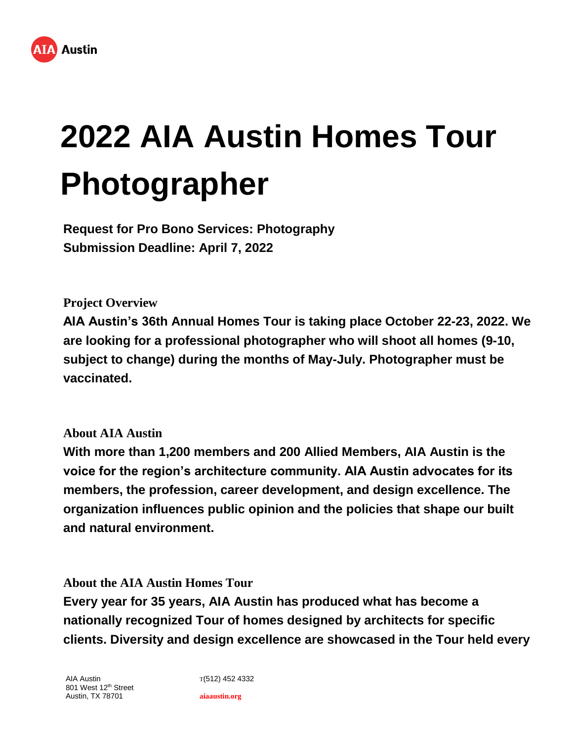# 2022 AIA Austin Homes Tour Photographer

**Request for Pro Bono Services: Photography**
**Submission Deadline: April 7, 2022**

## Project Overview

**AIA Austin's 36th Annual Homes Tour is taking place October 22-23, 2022. We are looking for a professional photographer who will shoot all homes (9-10, subject to change) during the months of May-July. Photographer must be vaccinated.**

## About AIA Austin

**With more than 1,200 members and 200 Allied Members, AIA Austin is the voice for the region's architecture community. AIA Austin advocates for its members, the profession, career development, and design excellence. The organization influences public opinion and the policies that shape our built and natural environment.**

## About the AIA Austin Homes Tour

**Every year for 35 years, AIA Austin has produced what has become a nationally recognized Tour of homes designed by architects for specific clients. Diversity and design excellence are showcased in the Tour held every**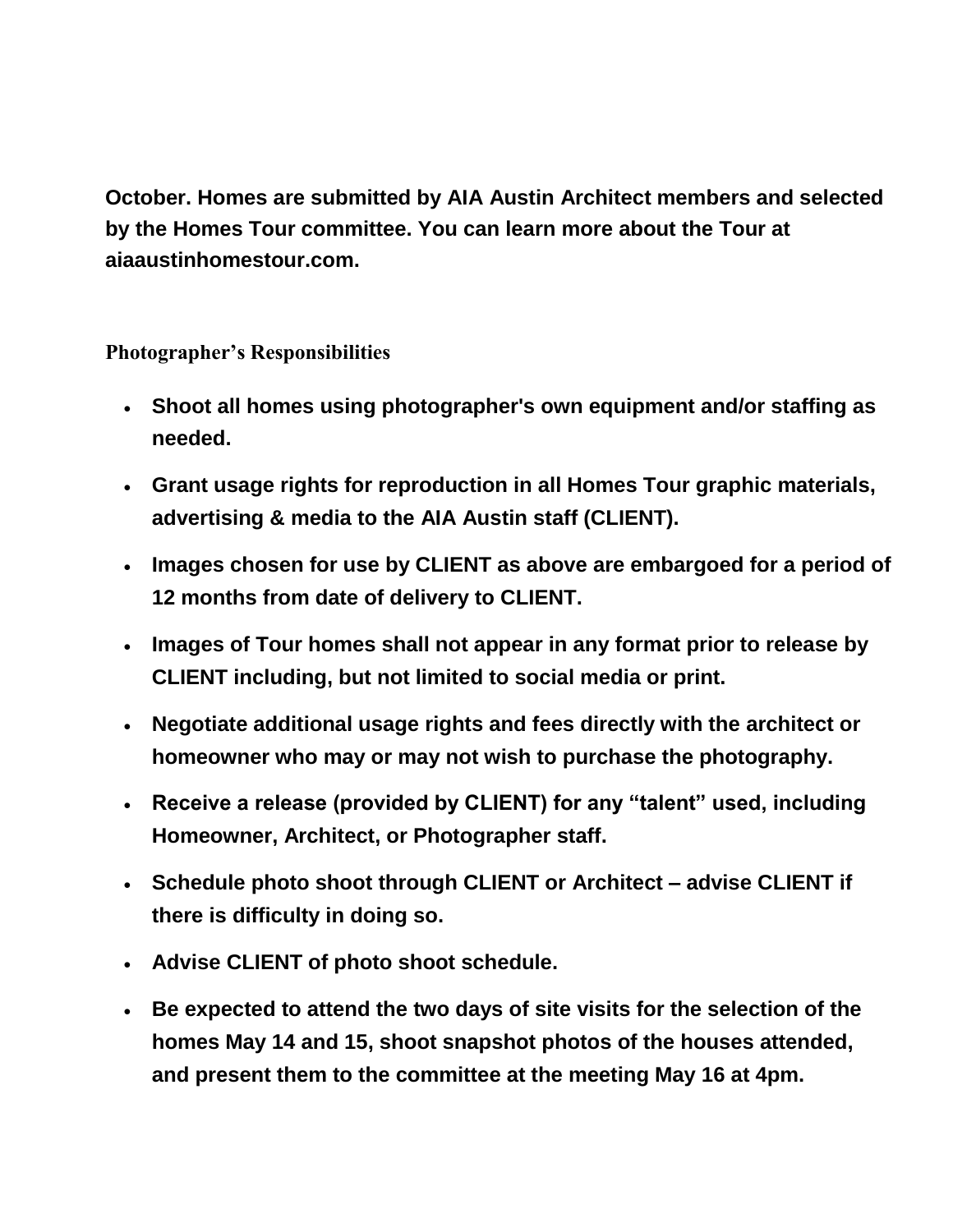**October. Homes are submitted by AIA Austin Architect members and selected by the Homes Tour committee. You can learn more about the Tour at aiaaustinhomestour.com.**

**Photographer's Responsibilities**

- **Shoot all homes using photographer's own equipment and/or staffing as needed.**
- **Grant usage rights for reproduction in all Homes Tour graphic materials, advertising & media to the AIA Austin staff (CLIENT).**
- **Images chosen for use by CLIENT as above are embargoed for a period of 12 months from date of delivery to CLIENT.**
- **Images of Tour homes shall not appear in any format prior to release by CLIENT including, but not limited to social media or print.**
- **Negotiate additional usage rights and fees directly with the architect or homeowner who may or may not wish to purchase the photography.**
- **Receive a release (provided by CLIENT) for any "talent" used, including Homeowner, Architect, or Photographer staff.**
- **Schedule photo shoot through CLIENT or Architect – advise CLIENT if there is difficulty in doing so.**
- **Advise CLIENT of photo shoot schedule.**
- **Be expected to attend the two days of site visits for the selection of the homes May 14 and 15, shoot snapshot photos of the houses attended, and present them to the committee at the meeting May 16 at 4pm.**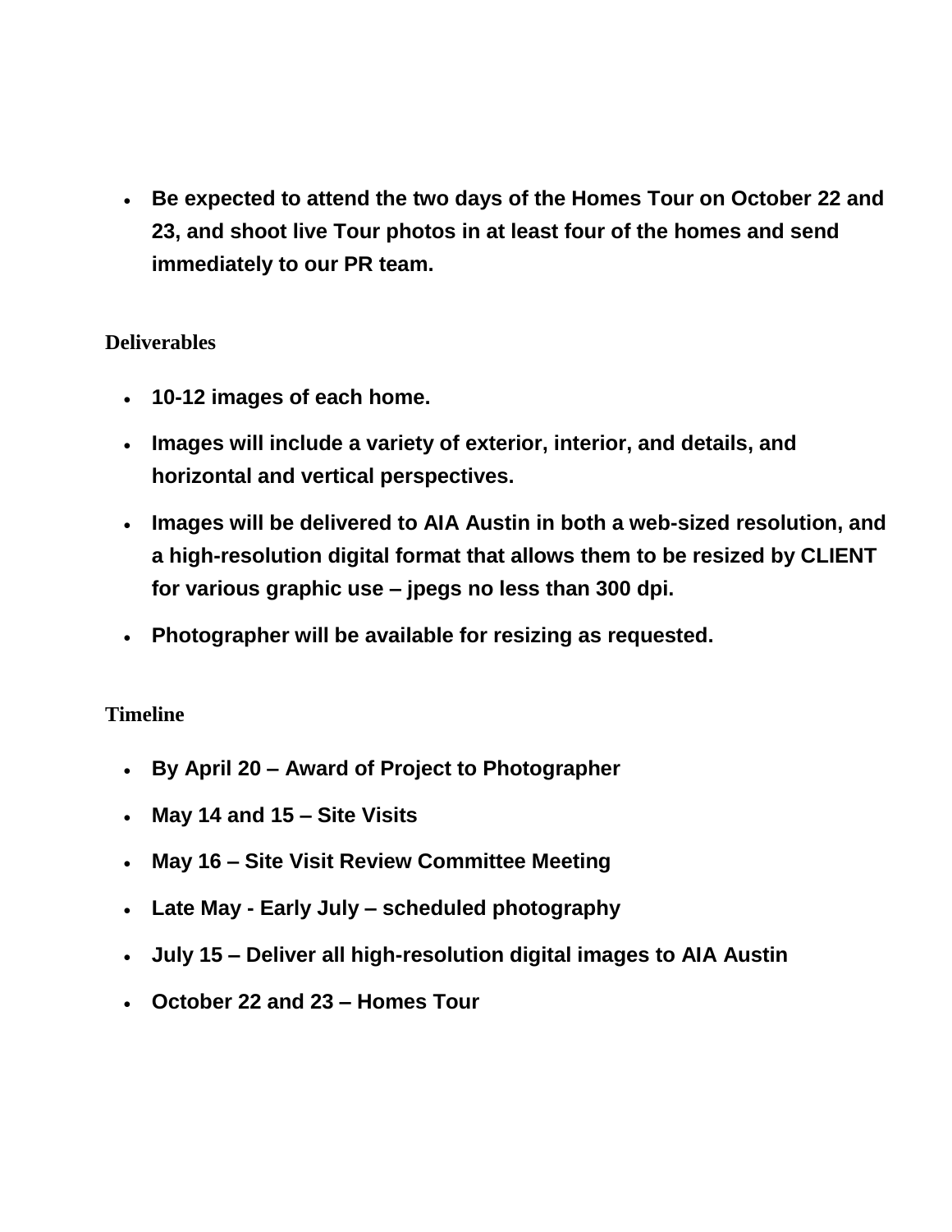- **Be expected to attend the two days of the Homes Tour on October 22 and 23, and shoot live Tour photos in at least four of the homes and send immediately to our PR team.**

**Deliverables**

- **10-12 images of each home.**
- **Images will include a variety of exterior, interior, and details, and horizontal and vertical perspectives.**
- **Images will be delivered to AIA Austin in both a web-sized resolution, and a high-resolution digital format that allows them to be resized by CLIENT for various graphic use – jpegs no less than 300 dpi.**
- **Photographer will be available for resizing as requested.**

**Timeline**

- **By April 20 – Award of Project to Photographer**
- **May 14 and 15 – Site Visits**
- **May 16 – Site Visit Review Committee Meeting**
- **Late May - Early July – scheduled photography**
- **July 15 – Deliver all high-resolution digital images to AIA Austin**
- **October 22 and 23 – Homes Tour**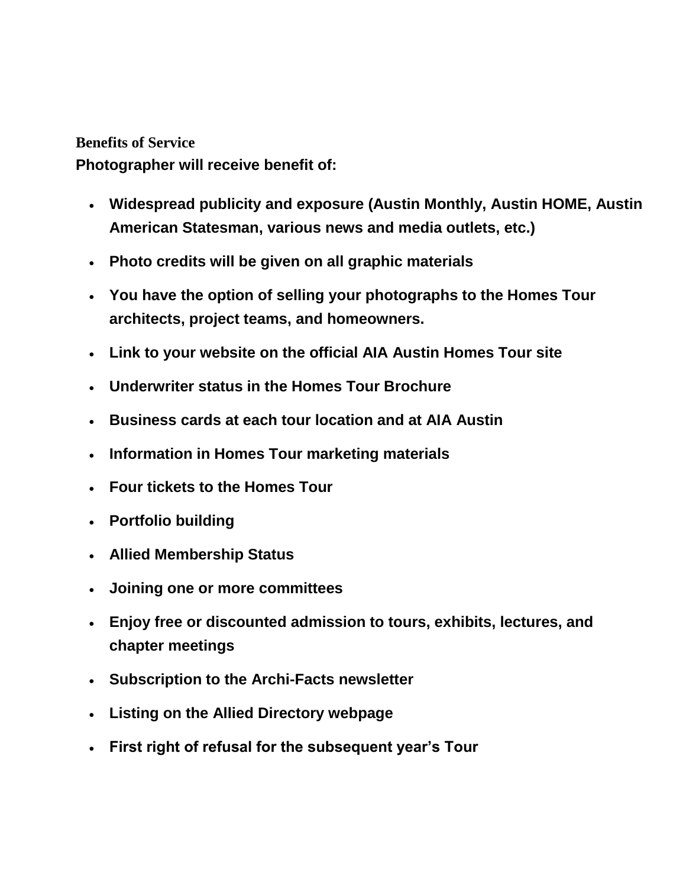**Benefits of Service**

**Photographer will receive benefit of:**

- **Widespread publicity and exposure (Austin Monthly, Austin HOME, Austin American Statesman, various news and media outlets, etc.)**
- **Photo credits will be given on all graphic materials**
- **You have the option of selling your photographs to the Homes Tour architects, project teams, and homeowners.**
- **Link to your website on the official AIA Austin Homes Tour site**
- **Underwriter status in the Homes Tour Brochure**
- **Business cards at each tour location and at AIA Austin**
- **Information in Homes Tour marketing materials**
- **Four tickets to the Homes Tour**
- **Portfolio building**
- **Allied Membership Status**
- **Joining one or more committees**
- **Enjoy free or discounted admission to tours, exhibits, lectures, and chapter meetings**
- **Subscription to the Archi-Facts newsletter**
- **Listing on the Allied Directory webpage**
- **First right of refusal for the subsequent year's Tour**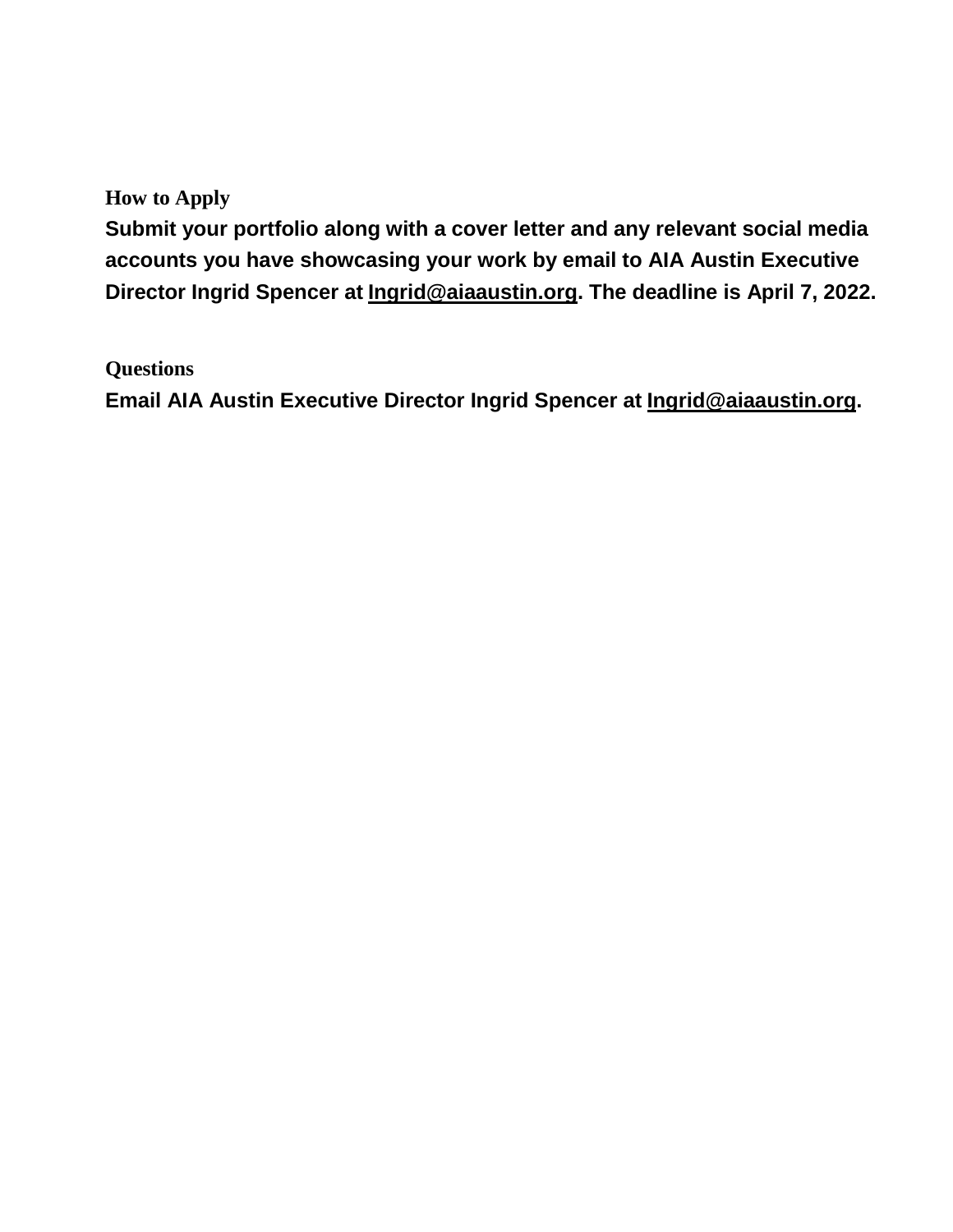### How to Apply

**Submit your portfolio along with a cover letter and any relevant social media accounts you have showcasing your work by email to AIA Austin Executive Director Ingrid Spencer at Ingrid@aiaaustin.org. The deadline is April 7, 2022.**

### Questions

**Email AIA Austin Executive Director Ingrid Spencer at Ingrid@aiaaustin.org.**